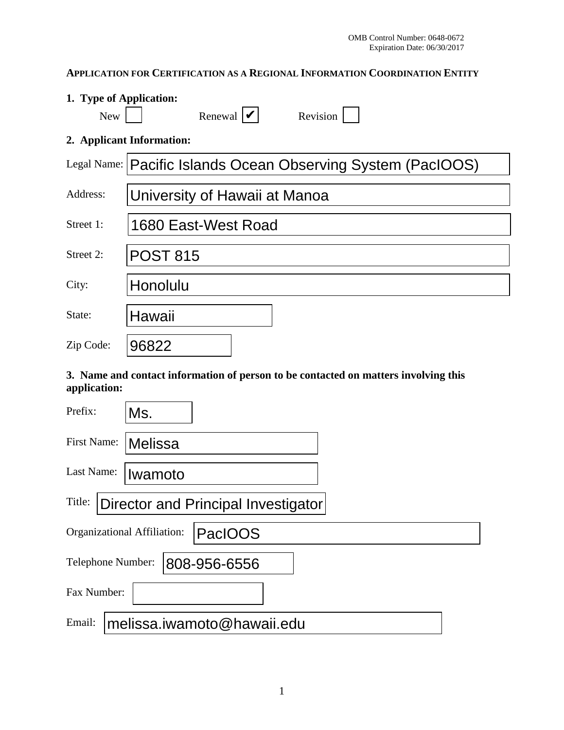OMB Control Number: 0648-0672
Expiration Date: 06/30/2017

## APPLICATION FOR CERTIFICATION AS A REGIONAL INFORMATION COORDINATION ENTITY

**1. Type of Application:**

New ☐ Renewal ☑ Revision ☐

**2. Applicant Information:**

Legal Name: Pacific Islands Ocean Observing System (PacIOOS)

Address: University of Hawaii at Manoa

Street 1: 1680 East-West Road

Street 2: POST 815

City: Honolulu

State: Hawaii

Zip Code: 96822

**3. Name and contact information of person to be contacted on matters involving this application:**

Prefix: Ms.

First Name: Melissa

Last Name: Iwamoto

Title: Director and Principal Investigator

Organizational Affiliation: PacIOOS

Telephone Number: 808-956-6556

Fax Number:

Email: melissa.iwamoto@hawaii.edu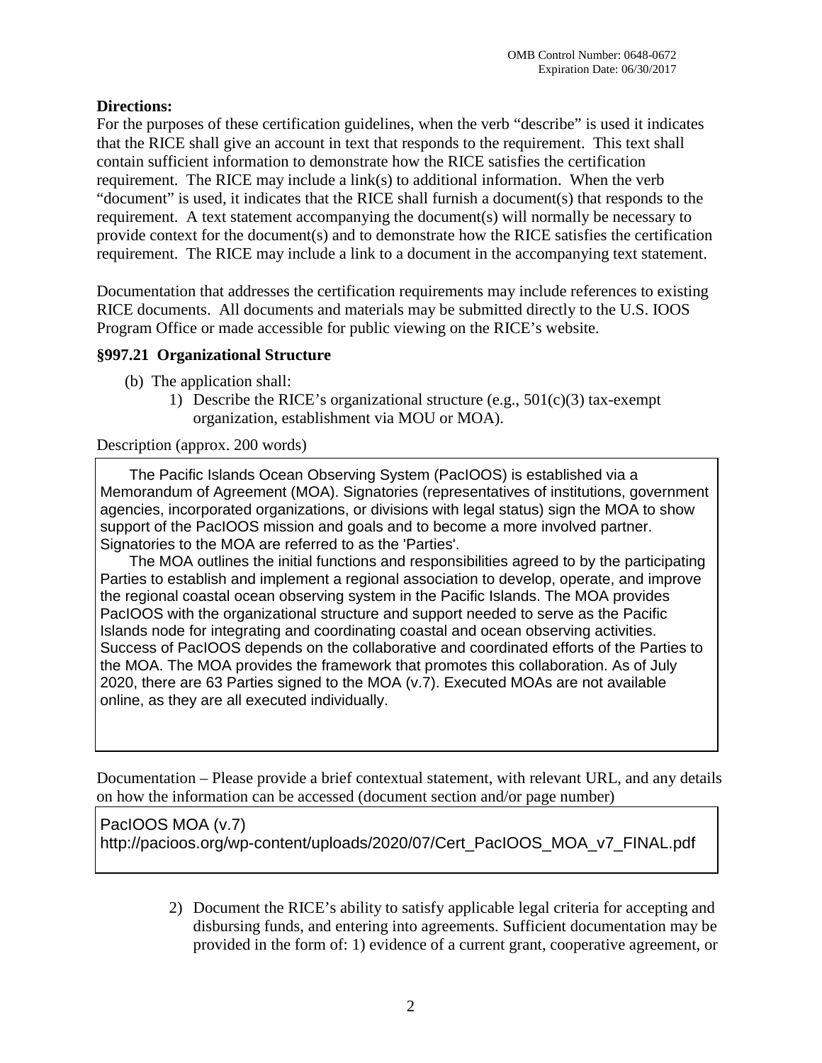**Directions:**

For the purposes of these certification guidelines, when the verb "describe" is used it indicates that the RICE shall give an account in text that responds to the requirement. This text shall contain sufficient information to demonstrate how the RICE satisfies the certification requirement. The RICE may include a link(s) to additional information. When the verb "document" is used, it indicates that the RICE shall furnish a document(s) that responds to the requirement. A text statement accompanying the document(s) will normally be necessary to provide context for the document(s) and to demonstrate how the RICE satisfies the certification requirement. The RICE may include a link to a document in the accompanying text statement.

Documentation that addresses the certification requirements may include references to existing RICE documents. All documents and materials may be submitted directly to the U.S. IOOS Program Office or made accessible for public viewing on the RICE's website.

### §997.21 Organizational Structure

(b) The application shall:

1) Describe the RICE's organizational structure (e.g., 501(c)(3) tax-exempt organization, establishment via MOU or MOA).

Description (approx. 200 words)

The Pacific Islands Ocean Observing System (PacIOOS) is established via a Memorandum of Agreement (MOA). Signatories (representatives of institutions, government agencies, incorporated organizations, or divisions with legal status) sign the MOA to show support of the PacIOOS mission and goals and to become a more involved partner. Signatories to the MOA are referred to as the 'Parties'.

The MOA outlines the initial functions and responsibilities agreed to by the participating Parties to establish and implement a regional association to develop, operate, and improve the regional coastal ocean observing system in the Pacific Islands. The MOA provides PacIOOS with the organizational structure and support needed to serve as the Pacific Islands node for integrating and coordinating coastal and ocean observing activities. Success of PacIOOS depends on the collaborative and coordinated efforts of the Parties to the MOA. The MOA provides the framework that promotes this collaboration. As of July 2020, there are 63 Parties signed to the MOA (v.7). Executed MOAs are not available online, as they are all executed individually.

Documentation – Please provide a brief contextual statement, with relevant URL, and any details on how the information can be accessed (document section and/or page number)

PacIOOS MOA (v.7)
http://pacioos.org/wp-content/uploads/2020/07/Cert_PacIOOS_MOA_v7_FINAL.pdf

2) Document the RICE's ability to satisfy applicable legal criteria for accepting and disbursing funds, and entering into agreements. Sufficient documentation may be provided in the form of: 1) evidence of a current grant, cooperative agreement, or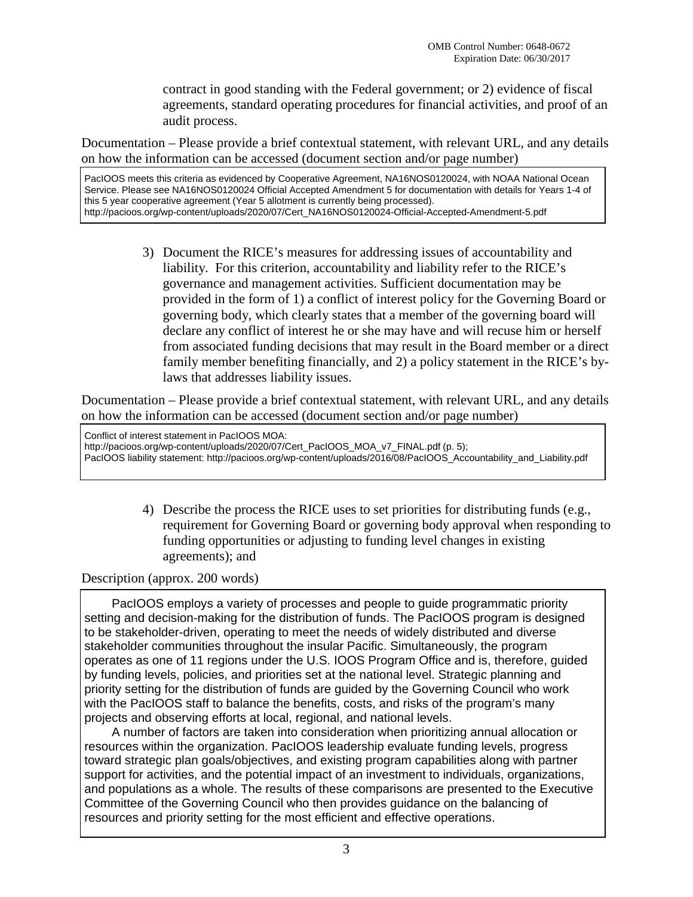contract in good standing with the Federal government; or 2) evidence of fiscal agreements, standard operating procedures for financial activities, and proof of an audit process.

Documentation – Please provide a brief contextual statement, with relevant URL, and any details on how the information can be accessed (document section and/or page number)

> PacIOOS meets this criteria as evidenced by Cooperative Agreement, NA16NOS0120024, with NOAA National Ocean Service. Please see NA16NOS0120024 Official Accepted Amendment 5 for documentation with details for Years 1-4 of this 5 year cooperative agreement (Year 5 allotment is currently being processed).
> http://pacioos.org/wp-content/uploads/2020/07/Cert_NA16NOS0120024-Official-Accepted-Amendment-5.pdf

3) Document the RICE's measures for addressing issues of accountability and liability. For this criterion, accountability and liability refer to the RICE's governance and management activities. Sufficient documentation may be provided in the form of 1) a conflict of interest policy for the Governing Board or governing body, which clearly states that a member of the governing board will declare any conflict of interest he or she may have and will recuse him or herself from associated funding decisions that may result in the Board member or a direct family member benefiting financially, and 2) a policy statement in the RICE's by-laws that addresses liability issues.

Documentation – Please provide a brief contextual statement, with relevant URL, and any details on how the information can be accessed (document section and/or page number)

> Conflict of interest statement in PacIOOS MOA:
> http://pacioos.org/wp-content/uploads/2020/07/Cert_PacIOOS_MOA_v7_FINAL.pdf (p. 5);
> PacIOOS liability statement: http://pacioos.org/wp-content/uploads/2016/08/PacIOOS_Accountability_and_Liability.pdf

4) Describe the process the RICE uses to set priorities for distributing funds (e.g., requirement for Governing Board or governing body approval when responding to funding opportunities or adjusting to funding level changes in existing agreements); and

Description (approx. 200 words)

> PacIOOS employs a variety of processes and people to guide programmatic priority setting and decision-making for the distribution of funds. The PacIOOS program is designed to be stakeholder-driven, operating to meet the needs of widely distributed and diverse stakeholder communities throughout the insular Pacific. Simultaneously, the program operates as one of 11 regions under the U.S. IOOS Program Office and is, therefore, guided by funding levels, policies, and priorities set at the national level. Strategic planning and priority setting for the distribution of funds are guided by the Governing Council who work with the PacIOOS staff to balance the benefits, costs, and risks of the program's many projects and observing efforts at local, regional, and national levels.
>
> A number of factors are taken into consideration when prioritizing annual allocation or resources within the organization. PacIOOS leadership evaluate funding levels, progress toward strategic plan goals/objectives, and existing program capabilities along with partner support for activities, and the potential impact of an investment to individuals, organizations, and populations as a whole. The results of these comparisons are presented to the Executive Committee of the Governing Council who then provides guidance on the balancing of resources and priority setting for the most efficient and effective operations.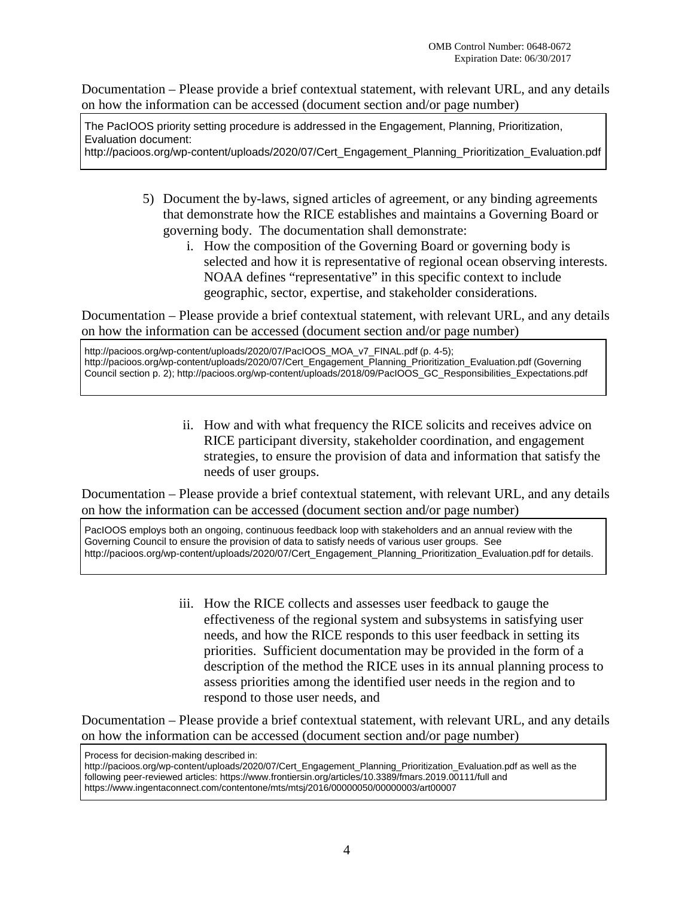Documentation – Please provide a brief contextual statement, with relevant URL, and any details on how the information can be accessed (document section and/or page number)

> The PacIOOS priority setting procedure is addressed in the Engagement, Planning, Prioritization, Evaluation document:
> http://pacioos.org/wp-content/uploads/2020/07/Cert_Engagement_Planning_Prioritization_Evaluation.pdf

5) Document the by-laws, signed articles of agreement, or any binding agreements that demonstrate how the RICE establishes and maintains a Governing Board or governing body. The documentation shall demonstrate:
   i. How the composition of the Governing Board or governing body is selected and how it is representative of regional ocean observing interests. NOAA defines "representative" in this specific context to include geographic, sector, expertise, and stakeholder considerations.

Documentation – Please provide a brief contextual statement, with relevant URL, and any details on how the information can be accessed (document section and/or page number)

> http://pacioos.org/wp-content/uploads/2020/07/PacIOOS_MOA_v7_FINAL.pdf (p. 4-5);
> http://pacioos.org/wp-content/uploads/2020/07/Cert_Engagement_Planning_Prioritization_Evaluation.pdf (Governing Council section p. 2); http://pacioos.org/wp-content/uploads/2018/09/PacIOOS_GC_Responsibilities_Expectations.pdf

   ii. How and with what frequency the RICE solicits and receives advice on RICE participant diversity, stakeholder coordination, and engagement strategies, to ensure the provision of data and information that satisfy the needs of user groups.

Documentation – Please provide a brief contextual statement, with relevant URL, and any details on how the information can be accessed (document section and/or page number)

> PacIOOS employs both an ongoing, continuous feedback loop with stakeholders and an annual review with the Governing Council to ensure the provision of data to satisfy needs of various user groups. See http://pacioos.org/wp-content/uploads/2020/07/Cert_Engagement_Planning_Prioritization_Evaluation.pdf for details.

   iii. How the RICE collects and assesses user feedback to gauge the effectiveness of the regional system and subsystems in satisfying user needs, and how the RICE responds to this user feedback in setting its priorities. Sufficient documentation may be provided in the form of a description of the method the RICE uses in its annual planning process to assess priorities among the identified user needs in the region and to respond to those user needs, and

Documentation – Please provide a brief contextual statement, with relevant URL, and any details on how the information can be accessed (document section and/or page number)

> Process for decision-making described in:
> http://pacioos.org/wp-content/uploads/2020/07/Cert_Engagement_Planning_Prioritization_Evaluation.pdf as well as the following peer-reviewed articles: https://www.frontiersin.org/articles/10.3389/fmars.2019.00111/full and https://www.ingentaconnect.com/contentone/mts/mtsj/2016/00000050/00000003/art00007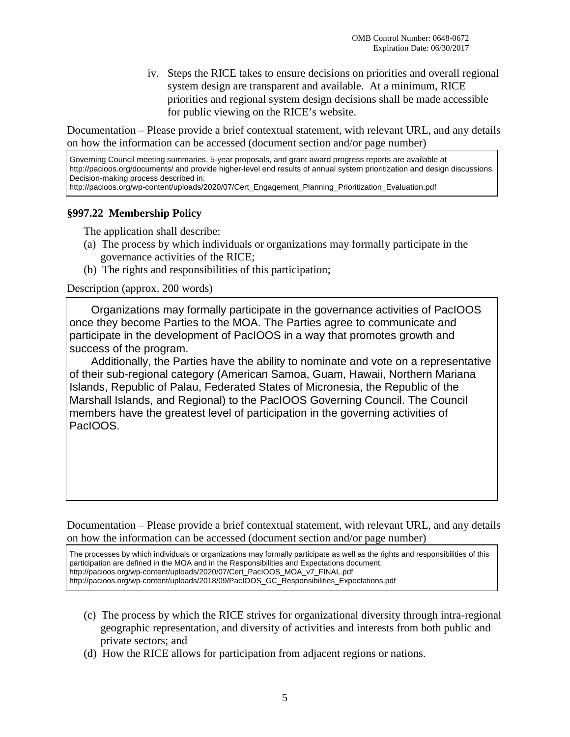iv. Steps the RICE takes to ensure decisions on priorities and overall regional system design are transparent and available. At a minimum, RICE priorities and regional system design decisions shall be made accessible for public viewing on the RICE's website.

Documentation – Please provide a brief contextual statement, with relevant URL, and any details on how the information can be accessed (document section and/or page number)

> Governing Council meeting summaries, 5-year proposals, and grant award progress reports are available at http://pacioos.org/documents/ and provide higher-level end results of annual system prioritization and design discussions. Decision-making process described in:
> http://pacioos.org/wp-content/uploads/2020/07/Cert_Engagement_Planning_Prioritization_Evaluation.pdf

### §997.22 Membership Policy

The application shall describe:

(a) The process by which individuals or organizations may formally participate in the governance activities of the RICE;

(b) The rights and responsibilities of this participation;

Description (approx. 200 words)

> Organizations may formally participate in the governance activities of PacIOOS once they become Parties to the MOA. The Parties agree to communicate and participate in the development of PacIOOS in a way that promotes growth and success of the program.
>
> Additionally, the Parties have the ability to nominate and vote on a representative of their sub-regional category (American Samoa, Guam, Hawaii, Northern Mariana Islands, Republic of Palau, Federated States of Micronesia, the Republic of the Marshall Islands, and Regional) to the PacIOOS Governing Council. The Council members have the greatest level of participation in the governing activities of PacIOOS.

Documentation – Please provide a brief contextual statement, with relevant URL, and any details on how the information can be accessed (document section and/or page number)

> The processes by which individuals or organizations may formally participate as well as the rights and responsibilities of this participation are defined in the MOA and in the Responsibilities and Expectations document.
> http://pacioos.org/wp-content/uploads/2020/07/Cert_PacIOOS_MOA_v7_FINAL.pdf
> http://pacioos.org/wp-content/uploads/2018/09/PacIOOS_GC_Responsibilities_Expectations.pdf

(c) The process by which the RICE strives for organizational diversity through intra-regional geographic representation, and diversity of activities and interests from both public and private sectors; and

(d) How the RICE allows for participation from adjacent regions or nations.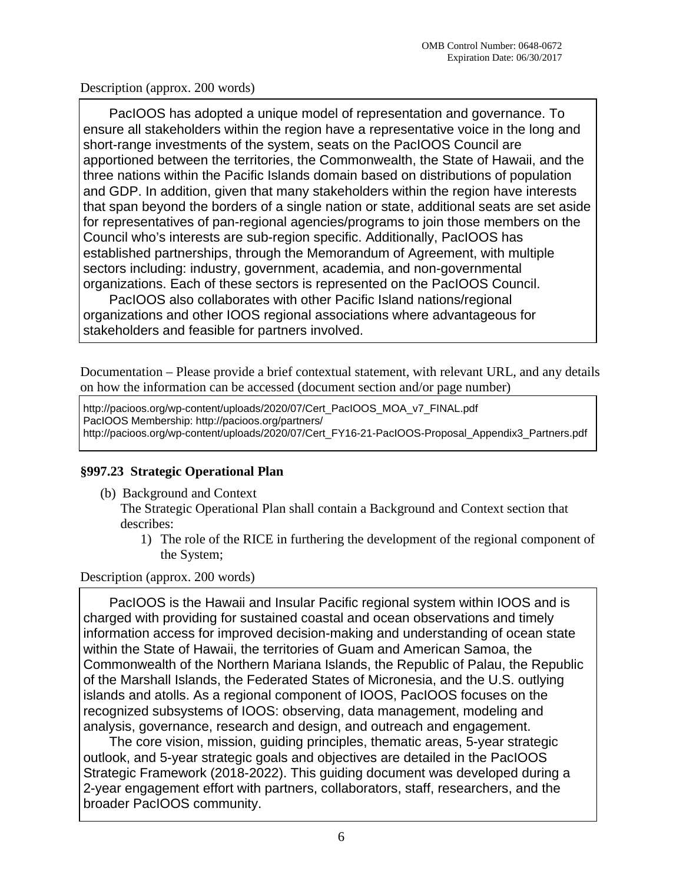Description (approx. 200 words)

PacIOOS has adopted a unique model of representation and governance. To ensure all stakeholders within the region have a representative voice in the long and short-range investments of the system, seats on the PacIOOS Council are apportioned between the territories, the Commonwealth, the State of Hawaii, and the three nations within the Pacific Islands domain based on distributions of population and GDP. In addition, given that many stakeholders within the region have interests that span beyond the borders of a single nation or state, additional seats are set aside for representatives of pan-regional agencies/programs to join those members on the Council who's interests are sub-region specific. Additionally, PacIOOS has established partnerships, through the Memorandum of Agreement, with multiple sectors including: industry, government, academia, and non-governmental organizations. Each of these sectors is represented on the PacIOOS Council.

PacIOOS also collaborates with other Pacific Island nations/regional organizations and other IOOS regional associations where advantageous for stakeholders and feasible for partners involved.

Documentation – Please provide a brief contextual statement, with relevant URL, and any details on how the information can be accessed (document section and/or page number)

http://pacioos.org/wp-content/uploads/2020/07/Cert_PacIOOS_MOA_v7_FINAL.pdf
PacIOOS Membership: http://pacioos.org/partners/
http://pacioos.org/wp-content/uploads/2020/07/Cert_FY16-21-PacIOOS-Proposal_Appendix3_Partners.pdf

### §997.23 Strategic Operational Plan

(b) Background and Context

The Strategic Operational Plan shall contain a Background and Context section that describes:

1) The role of the RICE in furthering the development of the regional component of the System;

Description (approx. 200 words)

PacIOOS is the Hawaii and Insular Pacific regional system within IOOS and is charged with providing for sustained coastal and ocean observations and timely information access for improved decision-making and understanding of ocean state within the State of Hawaii, the territories of Guam and American Samoa, the Commonwealth of the Northern Mariana Islands, the Republic of Palau, the Republic of the Marshall Islands, the Federated States of Micronesia, and the U.S. outlying islands and atolls. As a regional component of IOOS, PacIOOS focuses on the recognized subsystems of IOOS: observing, data management, modeling and analysis, governance, research and design, and outreach and engagement.

The core vision, mission, guiding principles, thematic areas, 5-year strategic outlook, and 5-year strategic goals and objectives are detailed in the PacIOOS Strategic Framework (2018-2022). This guiding document was developed during a 2-year engagement effort with partners, collaborators, staff, researchers, and the broader PacIOOS community.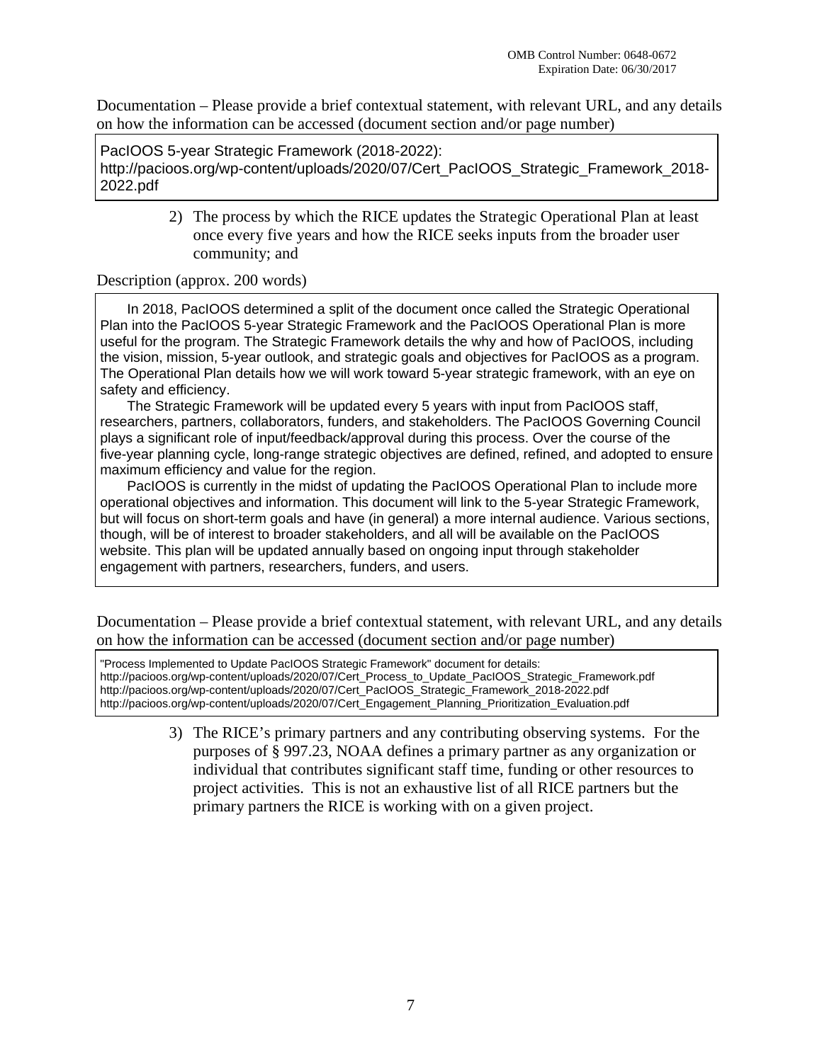Documentation – Please provide a brief contextual statement, with relevant URL, and any details on how the information can be accessed (document section and/or page number)

> PacIOOS 5-year Strategic Framework (2018-2022):
> http://pacioos.org/wp-content/uploads/2020/07/Cert_PacIOOS_Strategic_Framework_2018-2022.pdf

2) The process by which the RICE updates the Strategic Operational Plan at least once every five years and how the RICE seeks inputs from the broader user community; and

Description (approx. 200 words)

> In 2018, PacIOOS determined a split of the document once called the Strategic Operational Plan into the PacIOOS 5-year Strategic Framework and the PacIOOS Operational Plan is more useful for the program. The Strategic Framework details the why and how of PacIOOS, including the vision, mission, 5-year outlook, and strategic goals and objectives for PacIOOS as a program. The Operational Plan details how we will work toward 5-year strategic framework, with an eye on safety and efficiency.
>
> The Strategic Framework will be updated every 5 years with input from PacIOOS staff, researchers, partners, collaborators, funders, and stakeholders. The PacIOOS Governing Council plays a significant role of input/feedback/approval during this process. Over the course of the five-year planning cycle, long-range strategic objectives are defined, refined, and adopted to ensure maximum efficiency and value for the region.
>
> PacIOOS is currently in the midst of updating the PacIOOS Operational Plan to include more operational objectives and information. This document will link to the 5-year Strategic Framework, but will focus on short-term goals and have (in general) a more internal audience. Various sections, though, will be of interest to broader stakeholders, and all will be available on the PacIOOS website. This plan will be updated annually based on ongoing input through stakeholder engagement with partners, researchers, funders, and users.

Documentation – Please provide a brief contextual statement, with relevant URL, and any details on how the information can be accessed (document section and/or page number)

> "Process Implemented to Update PacIOOS Strategic Framework" document for details:
> http://pacioos.org/wp-content/uploads/2020/07/Cert_Process_to_Update_PacIOOS_Strategic_Framework.pdf
> http://pacioos.org/wp-content/uploads/2020/07/Cert_PacIOOS_Strategic_Framework_2018-2022.pdf
> http://pacioos.org/wp-content/uploads/2020/07/Cert_Engagement_Planning_Prioritization_Evaluation.pdf

3) The RICE's primary partners and any contributing observing systems. For the purposes of § 997.23, NOAA defines a primary partner as any organization or individual that contributes significant staff time, funding or other resources to project activities. This is not an exhaustive list of all RICE partners but the primary partners the RICE is working with on a given project.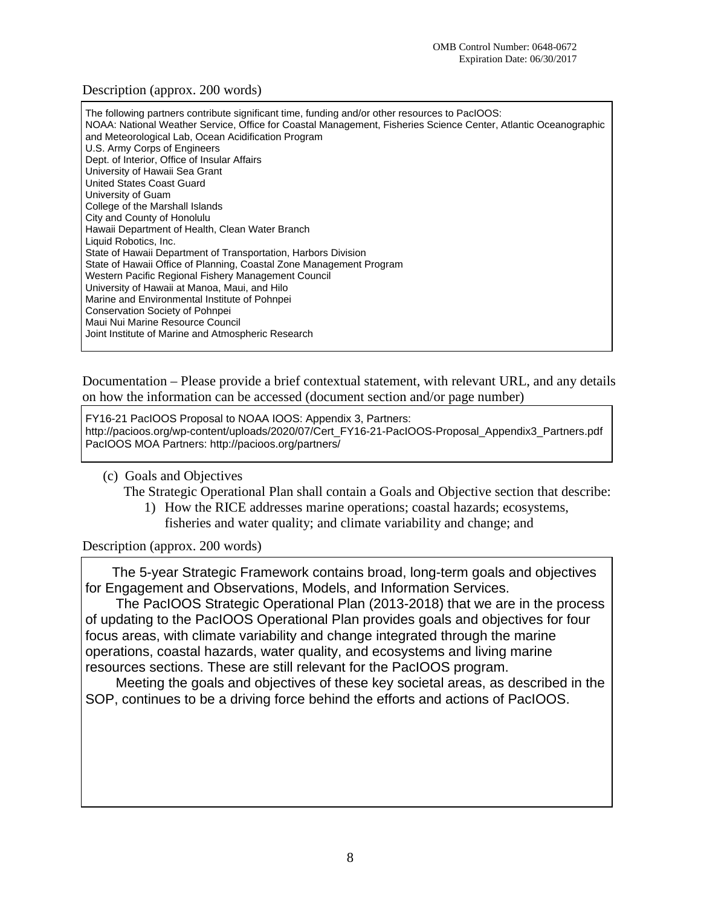Description (approx. 200 words)

The following partners contribute significant time, funding and/or other resources to PacIOOS:
NOAA: National Weather Service, Office for Coastal Management, Fisheries Science Center, Atlantic Oceanographic and Meteorological Lab, Ocean Acidification Program
U.S. Army Corps of Engineers
Dept. of Interior, Office of Insular Affairs
University of Hawaii Sea Grant
United States Coast Guard
University of Guam
College of the Marshall Islands
City and County of Honolulu
Hawaii Department of Health, Clean Water Branch
Liquid Robotics, Inc.
State of Hawaii Department of Transportation, Harbors Division
State of Hawaii Office of Planning, Coastal Zone Management Program
Western Pacific Regional Fishery Management Council
University of Hawaii at Manoa, Maui, and Hilo
Marine and Environmental Institute of Pohnpei
Conservation Society of Pohnpei
Maui Nui Marine Resource Council
Joint Institute of Marine and Atmospheric Research

Documentation – Please provide a brief contextual statement, with relevant URL, and any details on how the information can be accessed (document section and/or page number)

FY16-21 PacIOOS Proposal to NOAA IOOS: Appendix 3, Partners:
http://pacioos.org/wp-content/uploads/2020/07/Cert_FY16-21-PacIOOS-Proposal_Appendix3_Partners.pdf
PacIOOS MOA Partners: http://pacioos.org/partners/

(c) Goals and Objectives

The Strategic Operational Plan shall contain a Goals and Objective section that describe:

1) How the RICE addresses marine operations; coastal hazards; ecosystems, fisheries and water quality; and climate variability and change; and

Description (approx. 200 words)

The 5-year Strategic Framework contains broad, long-term goals and objectives for Engagement and Observations, Models, and Information Services.

The PacIOOS Strategic Operational Plan (2013-2018) that we are in the process of updating to the PacIOOS Operational Plan provides goals and objectives for four focus areas, with climate variability and change integrated through the marine operations, coastal hazards, water quality, and ecosystems and living marine resources sections. These are still relevant for the PacIOOS program.

Meeting the goals and objectives of these key societal areas, as described in the SOP, continues to be a driving force behind the efforts and actions of PacIOOS.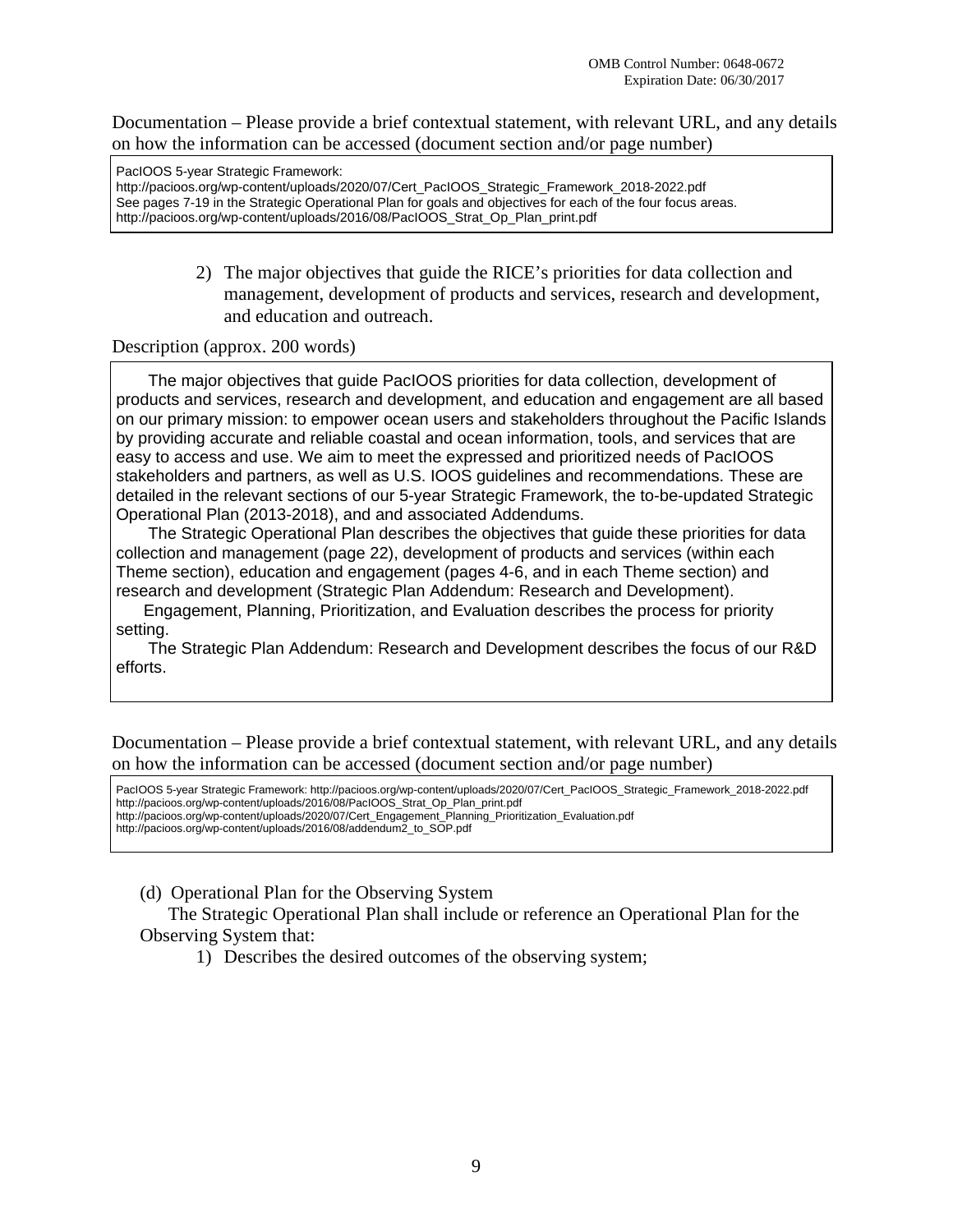OMB Control Number: 0648-0672
Expiration Date: 06/30/2017

Documentation – Please provide a brief contextual statement, with relevant URL, and any details on how the information can be accessed (document section and/or page number)

PacIOOS 5-year Strategic Framework:
http://pacioos.org/wp-content/uploads/2020/07/Cert_PacIOOS_Strategic_Framework_2018-2022.pdf
See pages 7-19 in the Strategic Operational Plan for goals and objectives for each of the four focus areas.
http://pacioos.org/wp-content/uploads/2016/08/PacIOOS_Strat_Op_Plan_print.pdf

2) The major objectives that guide the RICE's priorities for data collection and management, development of products and services, research and development, and education and outreach.

Description (approx. 200 words)

The major objectives that guide PacIOOS priorities for data collection, development of products and services, research and development, and education and engagement are all based on our primary mission: to empower ocean users and stakeholders throughout the Pacific Islands by providing accurate and reliable coastal and ocean information, tools, and services that are easy to access and use. We aim to meet the expressed and prioritized needs of PacIOOS stakeholders and partners, as well as U.S. IOOS guidelines and recommendations. These are detailed in the relevant sections of our 5-year Strategic Framework, the to-be-updated Strategic Operational Plan (2013-2018), and and associated Addendums.

The Strategic Operational Plan describes the objectives that guide these priorities for data collection and management (page 22), development of products and services (within each Theme section), education and engagement (pages 4-6, and in each Theme section) and research and development (Strategic Plan Addendum: Research and Development).

Engagement, Planning, Prioritization, and Evaluation describes the process for priority setting.

The Strategic Plan Addendum: Research and Development describes the focus of our R&D efforts.

Documentation – Please provide a brief contextual statement, with relevant URL, and any details on how the information can be accessed (document section and/or page number)

PacIOOS 5-year Strategic Framework: http://pacioos.org/wp-content/uploads/2020/07/Cert_PacIOOS_Strategic_Framework_2018-2022.pdf
http://pacioos.org/wp-content/uploads/2016/08/PacIOOS_Strat_Op_Plan_print.pdf
http://pacioos.org/wp-content/uploads/2020/07/Cert_Engagement_Planning_Prioritization_Evaluation.pdf
http://pacioos.org/wp-content/uploads/2016/08/addendum2_to_SOP.pdf

(d) Operational Plan for the Observing System

The Strategic Operational Plan shall include or reference an Operational Plan for the Observing System that:

1) Describes the desired outcomes of the observing system;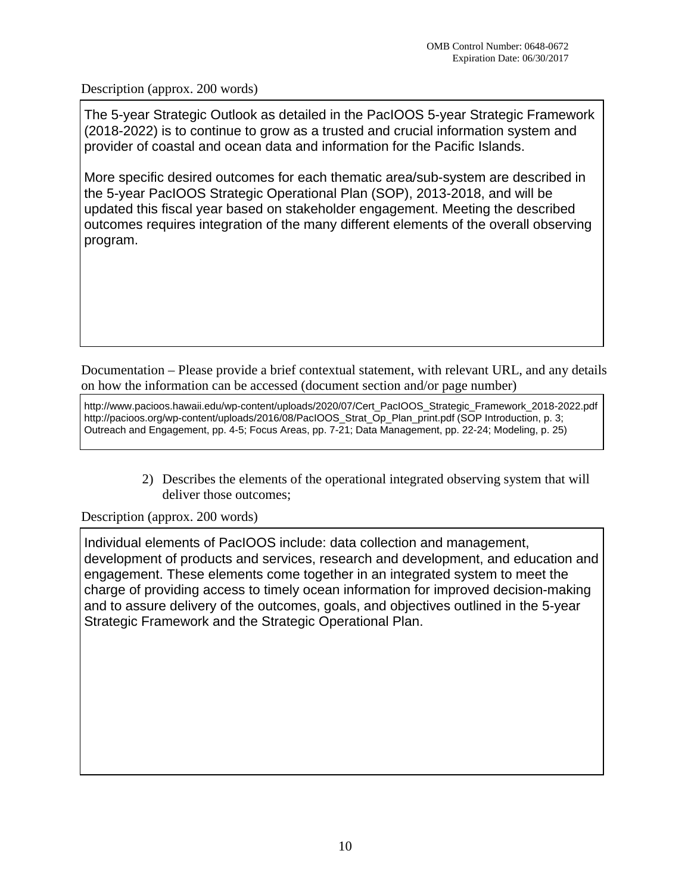Description (approx. 200 words)

The 5-year Strategic Outlook as detailed in the PacIOOS 5-year Strategic Framework (2018-2022) is to continue to grow as a trusted and crucial information system and provider of coastal and ocean data and information for the Pacific Islands.

More specific desired outcomes for each thematic area/sub-system are described in the 5-year PacIOOS Strategic Operational Plan (SOP), 2013-2018, and will be updated this fiscal year based on stakeholder engagement. Meeting the described outcomes requires integration of the many different elements of the overall observing program.

Documentation – Please provide a brief contextual statement, with relevant URL, and any details on how the information can be accessed (document section and/or page number)

http://www.pacioos.hawaii.edu/wp-content/uploads/2020/07/Cert_PacIOOS_Strategic_Framework_2018-2022.pdf
http://pacioos.org/wp-content/uploads/2016/08/PacIOOS_Strat_Op_Plan_print.pdf (SOP Introduction, p. 3; Outreach and Engagement, pp. 4-5; Focus Areas, pp. 7-21; Data Management, pp. 22-24; Modeling, p. 25)

2) Describes the elements of the operational integrated observing system that will deliver those outcomes;

Description (approx. 200 words)

Individual elements of PacIOOS include: data collection and management, development of products and services, research and development, and education and engagement. These elements come together in an integrated system to meet the charge of providing access to timely ocean information for improved decision-making and to assure delivery of the outcomes, goals, and objectives outlined in the 5-year Strategic Framework and the Strategic Operational Plan.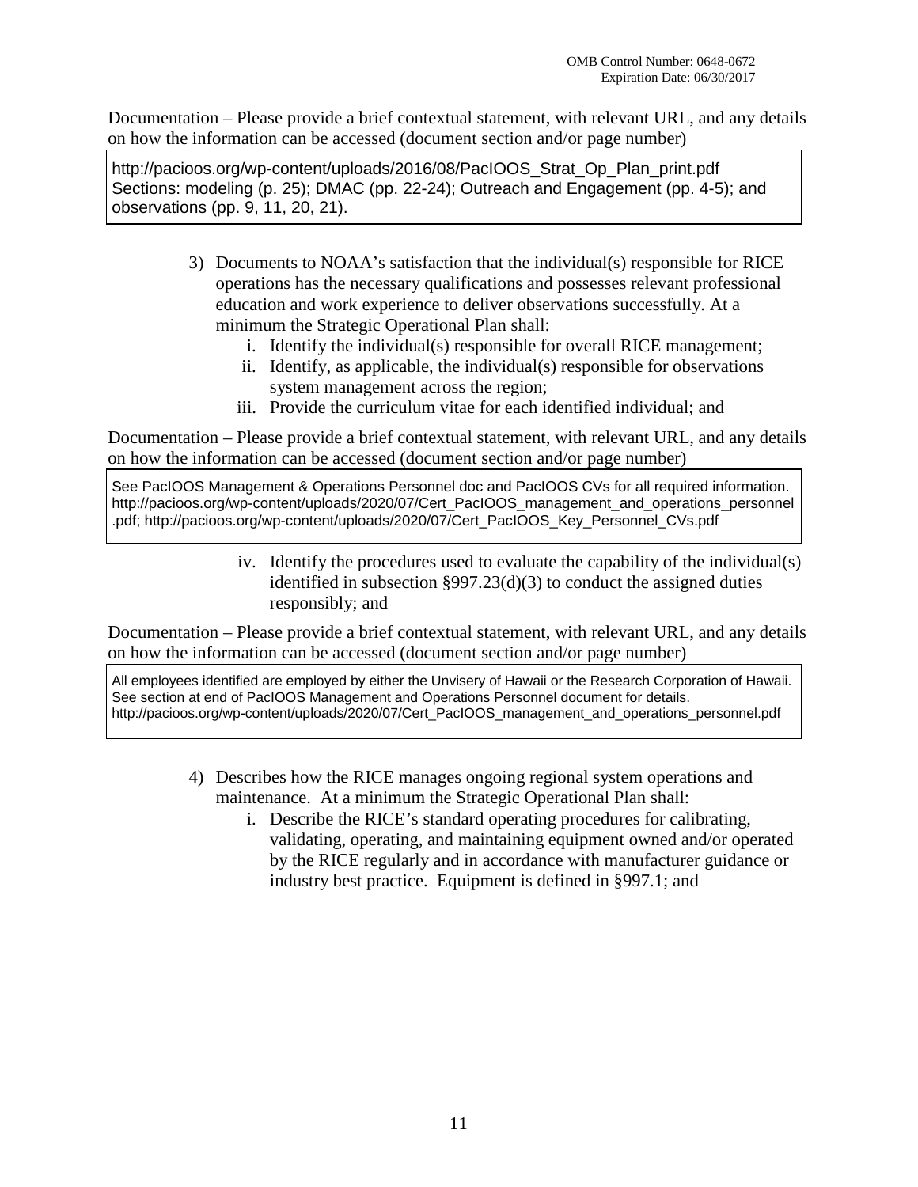Documentation – Please provide a brief contextual statement, with relevant URL, and any details on how the information can be accessed (document section and/or page number)

> http://pacioos.org/wp-content/uploads/2016/08/PacIOOS_Strat_Op_Plan_print.pdf
> Sections: modeling (p. 25); DMAC (pp. 22-24); Outreach and Engagement (pp. 4-5); and observations (pp. 9, 11, 20, 21).

3) Documents to NOAA's satisfaction that the individual(s) responsible for RICE operations has the necessary qualifications and possesses relevant professional education and work experience to deliver observations successfully. At a minimum the Strategic Operational Plan shall:
    i. Identify the individual(s) responsible for overall RICE management;
    ii. Identify, as applicable, the individual(s) responsible for observations system management across the region;
    iii. Provide the curriculum vitae for each identified individual; and

Documentation – Please provide a brief contextual statement, with relevant URL, and any details on how the information can be accessed (document section and/or page number)

> See PacIOOS Management & Operations Personnel doc and PacIOOS CVs for all required information. http://pacioos.org/wp-content/uploads/2020/07/Cert_PacIOOS_management_and_operations_personnel.pdf; http://pacioos.org/wp-content/uploads/2020/07/Cert_PacIOOS_Key_Personnel_CVs.pdf

    iv. Identify the procedures used to evaluate the capability of the individual(s) identified in subsection §997.23(d)(3) to conduct the assigned duties responsibly; and

Documentation – Please provide a brief contextual statement, with relevant URL, and any details on how the information can be accessed (document section and/or page number)

> All employees identified are employed by either the Unvisery of Hawaii or the Research Corporation of Hawaii. See section at end of PacIOOS Management and Operations Personnel document for details. http://pacioos.org/wp-content/uploads/2020/07/Cert_PacIOOS_management_and_operations_personnel.pdf

4) Describes how the RICE manages ongoing regional system operations and maintenance. At a minimum the Strategic Operational Plan shall:
    i. Describe the RICE's standard operating procedures for calibrating, validating, operating, and maintaining equipment owned and/or operated by the RICE regularly and in accordance with manufacturer guidance or industry best practice. Equipment is defined in §997.1; and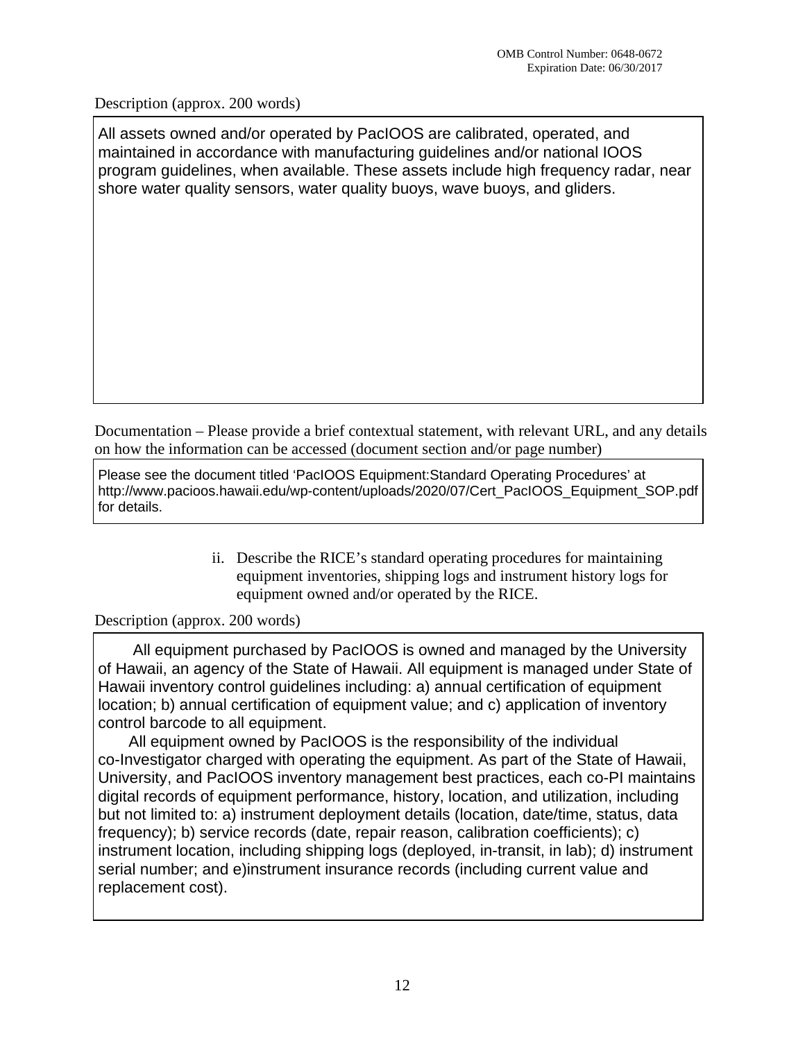Description (approx. 200 words)

All assets owned and/or operated by PacIOOS are calibrated, operated, and maintained in accordance with manufacturing guidelines and/or national IOOS program guidelines, when available. These assets include high frequency radar, near shore water quality sensors, water quality buoys, wave buoys, and gliders.

Documentation – Please provide a brief contextual statement, with relevant URL, and any details on how the information can be accessed (document section and/or page number)

Please see the document titled 'PacIOOS Equipment:Standard Operating Procedures' at http://www.pacioos.hawaii.edu/wp-content/uploads/2020/07/Cert_PacIOOS_Equipment_SOP.pdf for details.

ii. Describe the RICE's standard operating procedures for maintaining equipment inventories, shipping logs and instrument history logs for equipment owned and/or operated by the RICE.

Description (approx. 200 words)

All equipment purchased by PacIOOS is owned and managed by the University of Hawaii, an agency of the State of Hawaii. All equipment is managed under State of Hawaii inventory control guidelines including: a) annual certification of equipment location; b) annual certification of equipment value; and c) application of inventory control barcode to all equipment.

All equipment owned by PacIOOS is the responsibility of the individual co-Investigator charged with operating the equipment. As part of the State of Hawaii, University, and PacIOOS inventory management best practices, each co-PI maintains digital records of equipment performance, history, location, and utilization, including but not limited to: a) instrument deployment details (location, date/time, status, data frequency); b) service records (date, repair reason, calibration coefficients); c) instrument location, including shipping logs (deployed, in-transit, in lab); d) instrument serial number; and e)instrument insurance records (including current value and replacement cost).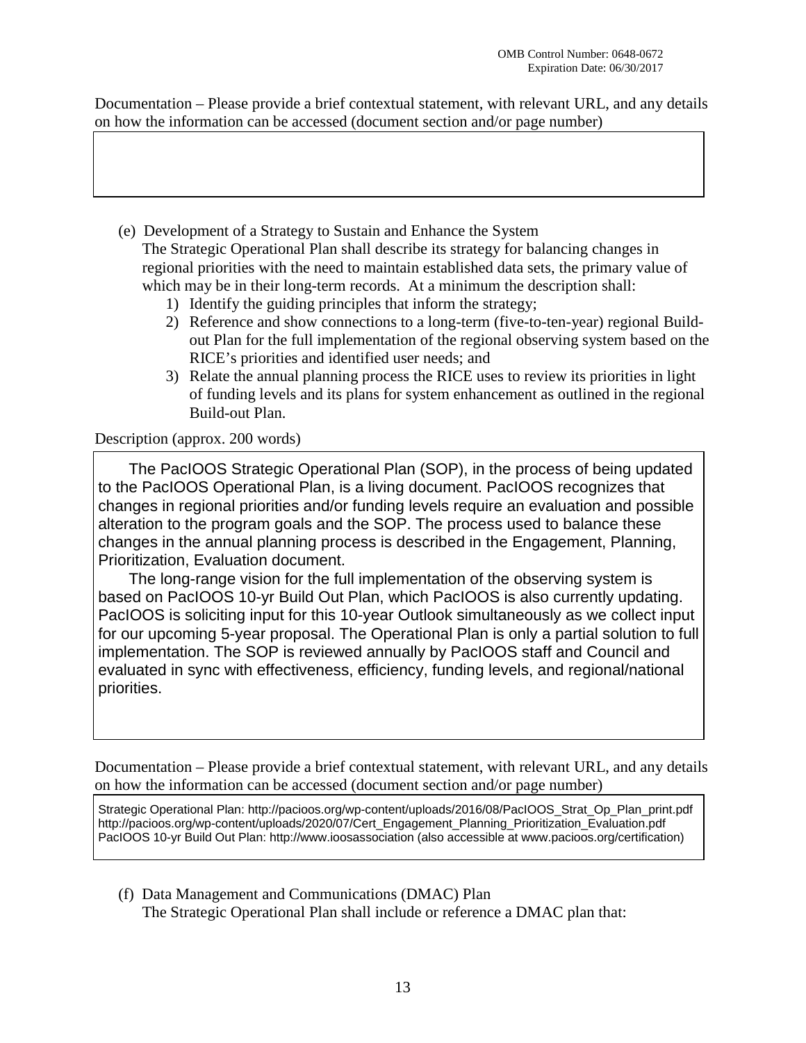Documentation – Please provide a brief contextual statement, with relevant URL, and any details on how the information can be accessed (document section and/or page number)

(e) Development of a Strategy to Sustain and Enhance the System

The Strategic Operational Plan shall describe its strategy for balancing changes in regional priorities with the need to maintain established data sets, the primary value of which may be in their long-term records. At a minimum the description shall:

1) Identify the guiding principles that inform the strategy;
2) Reference and show connections to a long-term (five-to-ten-year) regional Build-out Plan for the full implementation of the regional observing system based on the RICE's priorities and identified user needs; and
3) Relate the annual planning process the RICE uses to review its priorities in light of funding levels and its plans for system enhancement as outlined in the regional Build-out Plan.

Description (approx. 200 words)

The PacIOOS Strategic Operational Plan (SOP), in the process of being updated to the PacIOOS Operational Plan, is a living document. PacIOOS recognizes that changes in regional priorities and/or funding levels require an evaluation and possible alteration to the program goals and the SOP. The process used to balance these changes in the annual planning process is described in the Engagement, Planning, Prioritization, Evaluation document.

The long-range vision for the full implementation of the observing system is based on PacIOOS 10-yr Build Out Plan, which PacIOOS is also currently updating. PacIOOS is soliciting input for this 10-year Outlook simultaneously as we collect input for our upcoming 5-year proposal. The Operational Plan is only a partial solution to full implementation. The SOP is reviewed annually by PacIOOS staff and Council and evaluated in sync with effectiveness, efficiency, funding levels, and regional/national priorities.

Documentation – Please provide a brief contextual statement, with relevant URL, and any details on how the information can be accessed (document section and/or page number)

Strategic Operational Plan: http://pacioos.org/wp-content/uploads/2016/08/PacIOOS_Strat_Op_Plan_print.pdf
http://pacioos.org/wp-content/uploads/2020/07/Cert_Engagement_Planning_Prioritization_Evaluation.pdf
PacIOOS 10-yr Build Out Plan: http://www.ioosassociation (also accessible at www.pacioos.org/certification)

(f) Data Management and Communications (DMAC) Plan

The Strategic Operational Plan shall include or reference a DMAC plan that: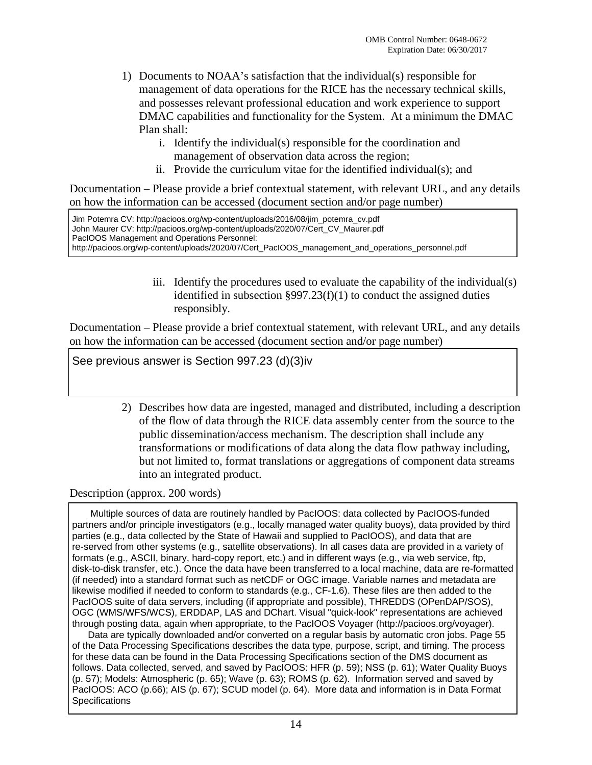1) Documents to NOAA's satisfaction that the individual(s) responsible for management of data operations for the RICE has the necessary technical skills, and possesses relevant professional education and work experience to support DMAC capabilities and functionality for the System. At a minimum the DMAC Plan shall:
   - i. Identify the individual(s) responsible for the coordination and management of observation data across the region;
   - ii. Provide the curriculum vitae for the identified individual(s); and

Documentation – Please provide a brief contextual statement, with relevant URL, and any details on how the information can be accessed (document section and/or page number)

> Jim Potemra CV: http://pacioos.org/wp-content/uploads/2016/08/jim_potemra_cv.pdf
> John Maurer CV: http://pacioos.org/wp-content/uploads/2020/07/Cert_CV_Maurer.pdf
> PacIOOS Management and Operations Personnel:
> http://pacioos.org/wp-content/uploads/2020/07/Cert_PacIOOS_management_and_operations_personnel.pdf

   - iii. Identify the procedures used to evaluate the capability of the individual(s) identified in subsection §997.23(f)(1) to conduct the assigned duties responsibly.

Documentation – Please provide a brief contextual statement, with relevant URL, and any details on how the information can be accessed (document section and/or page number)

> See previous answer is Section 997.23 (d)(3)iv

2) Describes how data are ingested, managed and distributed, including a description of the flow of data through the RICE data assembly center from the source to the public dissemination/access mechanism. The description shall include any transformations or modifications of data along the data flow pathway including, but not limited to, format translations or aggregations of component data streams into an integrated product.

Description (approx. 200 words)

> Multiple sources of data are routinely handled by PacIOOS: data collected by PacIOOS-funded partners and/or principle investigators (e.g., locally managed water quality buoys), data provided by third parties (e.g., data collected by the State of Hawaii and supplied to PacIOOS), and data that are re-served from other systems (e.g., satellite observations). In all cases data are provided in a variety of formats (e.g., ASCII, binary, hard-copy report, etc.) and in different ways (e.g., via web service, ftp, disk-to-disk transfer, etc.). Once the data have been transferred to a local machine, data are re-formatted (if needed) into a standard format such as netCDF or OGC image. Variable names and metadata are likewise modified if needed to conform to standards (e.g., CF-1.6). These files are then added to the PacIOOS suite of data servers, including (if appropriate and possible), THREDDS (OPenDAP/SOS), OGC (WMS/WFS/WCS), ERDDAP, LAS and DChart. Visual "quick-look" representations are achieved through posting data, again when appropriate, to the PacIOOS Voyager (http://pacioos.org/voyager).
>
> Data are typically downloaded and/or converted on a regular basis by automatic cron jobs. Page 55 of the Data Processing Specifications describes the data type, purpose, script, and timing. The process for these data can be found in the Data Processing Specifications section of the DMS document as follows. Data collected, served, and saved by PacIOOS: HFR (p. 59); NSS (p. 61); Water Quality Buoys (p. 57); Models: Atmospheric (p. 65); Wave (p. 63); ROMS (p. 62). Information served and saved by PacIOOS: ACO (p.66); AIS (p. 67); SCUD model (p. 64). More data and information is in Data Format Specifications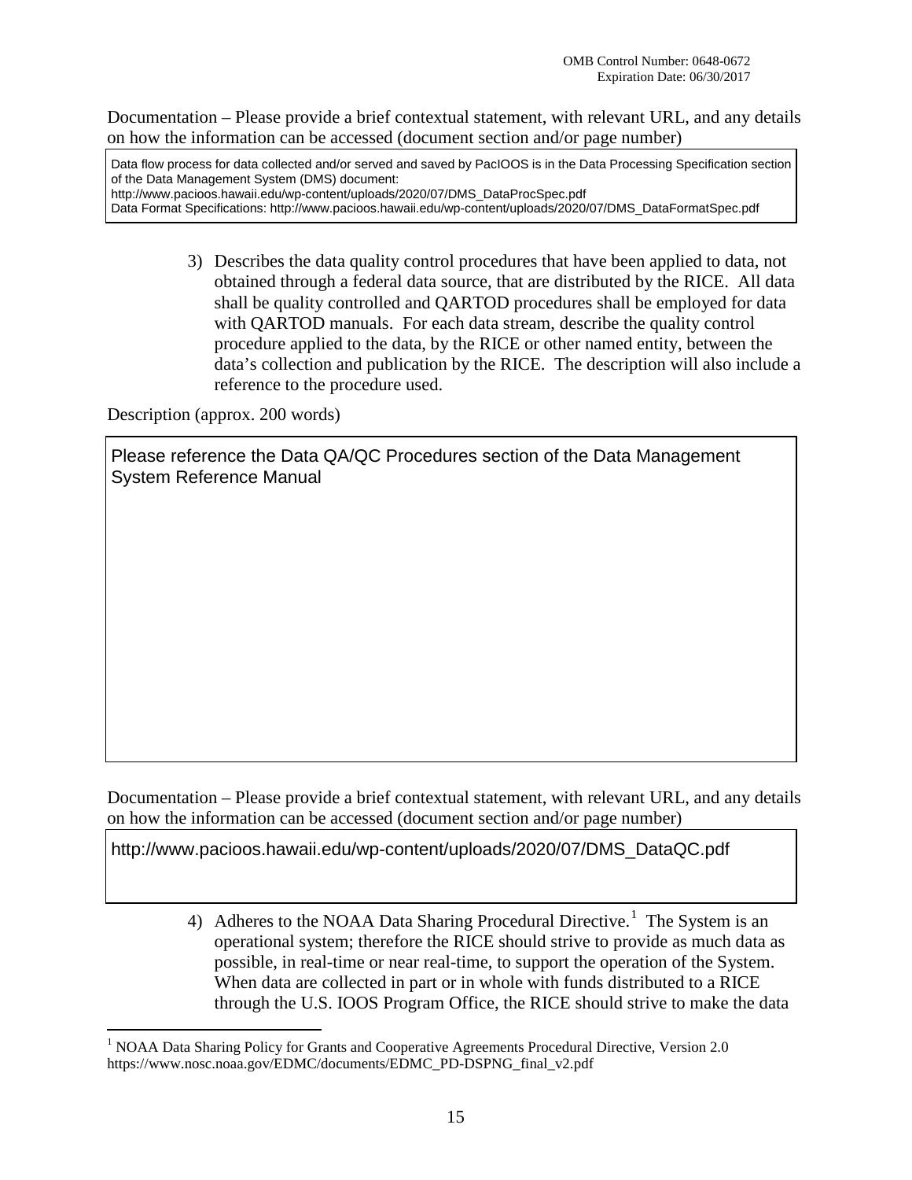Documentation – Please provide a brief contextual statement, with relevant URL, and any details on how the information can be accessed (document section and/or page number)

> Data flow process for data collected and/or served and saved by PacIOOS is in the Data Processing Specification section of the Data Management System (DMS) document:
> http://www.pacioos.hawaii.edu/wp-content/uploads/2020/07/DMS_DataProcSpec.pdf
> Data Format Specifications: http://www.pacioos.hawaii.edu/wp-content/uploads/2020/07/DMS_DataFormatSpec.pdf

3) Describes the data quality control procedures that have been applied to data, not obtained through a federal data source, that are distributed by the RICE. All data shall be quality controlled and QARTOD procedures shall be employed for data with QARTOD manuals. For each data stream, describe the quality control procedure applied to the data, by the RICE or other named entity, between the data's collection and publication by the RICE. The description will also include a reference to the procedure used.

Description (approx. 200 words)

> Please reference the Data QA/QC Procedures section of the Data Management System Reference Manual

Documentation – Please provide a brief contextual statement, with relevant URL, and any details on how the information can be accessed (document section and/or page number)

> http://www.pacioos.hawaii.edu/wp-content/uploads/2020/07/DMS_DataQC.pdf

4) Adheres to the NOAA Data Sharing Procedural Directive.[1] The System is an operational system; therefore the RICE should strive to provide as much data as possible, in real-time or near real-time, to support the operation of the System. When data are collected in part or in whole with funds distributed to a RICE through the U.S. IOOS Program Office, the RICE should strive to make the data

[1] NOAA Data Sharing Policy for Grants and Cooperative Agreements Procedural Directive, Version 2.0 https://www.nosc.noaa.gov/EDMC/documents/EDMC_PD-DSPNG_final_v2.pdf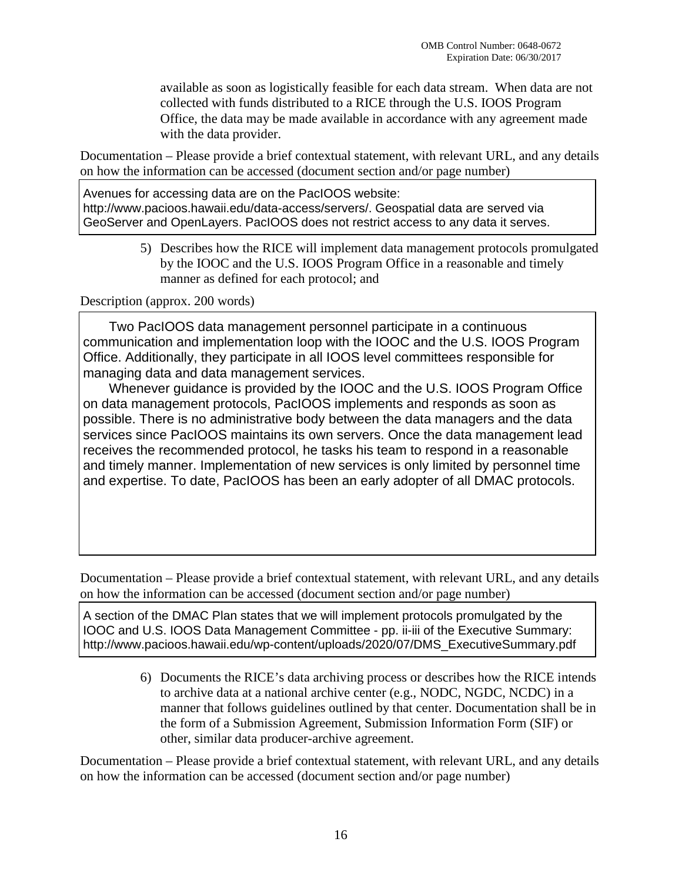available as soon as logistically feasible for each data stream. When data are not collected with funds distributed to a RICE through the U.S. IOOS Program Office, the data may be made available in accordance with any agreement made with the data provider.

Documentation – Please provide a brief contextual statement, with relevant URL, and any details on how the information can be accessed (document section and/or page number)

> Avenues for accessing data are on the PacIOOS website: http://www.pacioos.hawaii.edu/data-access/servers/. Geospatial data are served via GeoServer and OpenLayers. PacIOOS does not restrict access to any data it serves.

5) Describes how the RICE will implement data management protocols promulgated by the IOOC and the U.S. IOOS Program Office in a reasonable and timely manner as defined for each protocol; and

Description (approx. 200 words)

> Two PacIOOS data management personnel participate in a continuous communication and implementation loop with the IOOC and the U.S. IOOS Program Office. Additionally, they participate in all IOOS level committees responsible for managing data and data management services.
>
> Whenever guidance is provided by the IOOC and the U.S. IOOS Program Office on data management protocols, PacIOOS implements and responds as soon as possible. There is no administrative body between the data managers and the data services since PacIOOS maintains its own servers. Once the data management lead receives the recommended protocol, he tasks his team to respond in a reasonable and timely manner. Implementation of new services is only limited by personnel time and expertise. To date, PacIOOS has been an early adopter of all DMAC protocols.

Documentation – Please provide a brief contextual statement, with relevant URL, and any details on how the information can be accessed (document section and/or page number)

> A section of the DMAC Plan states that we will implement protocols promulgated by the IOOC and U.S. IOOS Data Management Committee - pp. ii-iii of the Executive Summary: http://www.pacioos.hawaii.edu/wp-content/uploads/2020/07/DMS_ExecutiveSummary.pdf

6) Documents the RICE's data archiving process or describes how the RICE intends to archive data at a national archive center (e.g., NODC, NGDC, NCDC) in a manner that follows guidelines outlined by that center. Documentation shall be in the form of a Submission Agreement, Submission Information Form (SIF) or other, similar data producer-archive agreement.

Documentation – Please provide a brief contextual statement, with relevant URL, and any details on how the information can be accessed (document section and/or page number)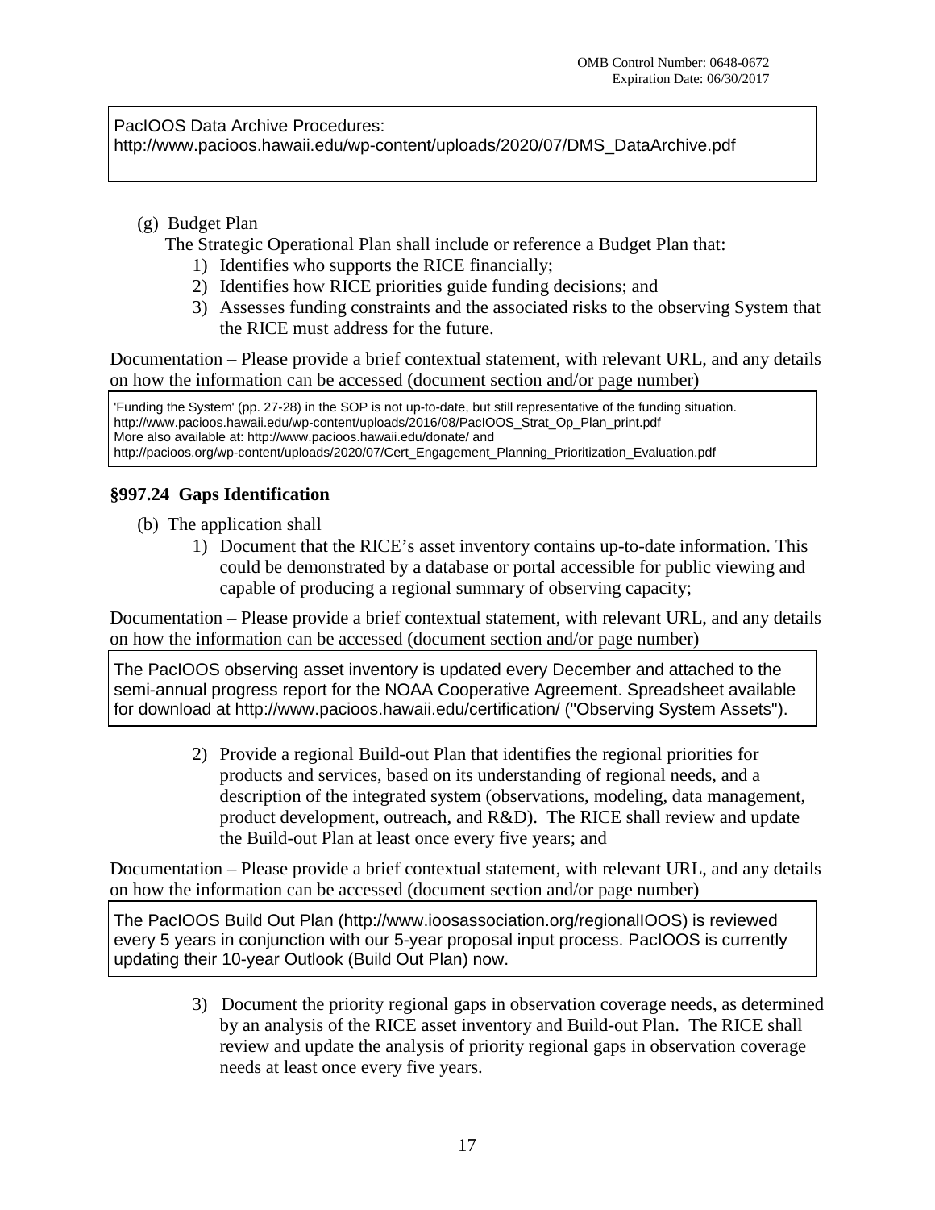PacIOOS Data Archive Procedures:
http://www.pacioos.hawaii.edu/wp-content/uploads/2020/07/DMS_DataArchive.pdf

(g) Budget Plan

The Strategic Operational Plan shall include or reference a Budget Plan that:

1) Identifies who supports the RICE financially;
2) Identifies how RICE priorities guide funding decisions; and
3) Assesses funding constraints and the associated risks to the observing System that the RICE must address for the future.

Documentation – Please provide a brief contextual statement, with relevant URL, and any details on how the information can be accessed (document section and/or page number)

'Funding the System' (pp. 27-28) in the SOP is not up-to-date, but still representative of the funding situation.
http://www.pacioos.hawaii.edu/wp-content/uploads/2016/08/PacIOOS_Strat_Op_Plan_print.pdf
More also available at: http://www.pacioos.hawaii.edu/donate/ and
http://pacioos.org/wp-content/uploads/2020/07/Cert_Engagement_Planning_Prioritization_Evaluation.pdf

## §997.24 Gaps Identification

(b) The application shall

1) Document that the RICE's asset inventory contains up-to-date information. This could be demonstrated by a database or portal accessible for public viewing and capable of producing a regional summary of observing capacity;

Documentation – Please provide a brief contextual statement, with relevant URL, and any details on how the information can be accessed (document section and/or page number)

The PacIOOS observing asset inventory is updated every December and attached to the semi-annual progress report for the NOAA Cooperative Agreement. Spreadsheet available for download at http://www.pacioos.hawaii.edu/certification/ ("Observing System Assets").

2) Provide a regional Build-out Plan that identifies the regional priorities for products and services, based on its understanding of regional needs, and a description of the integrated system (observations, modeling, data management, product development, outreach, and R&D). The RICE shall review and update the Build-out Plan at least once every five years; and

Documentation – Please provide a brief contextual statement, with relevant URL, and any details on how the information can be accessed (document section and/or page number)

The PacIOOS Build Out Plan (http://www.ioosassociation.org/regionalIOOS) is reviewed every 5 years in conjunction with our 5-year proposal input process. PacIOOS is currently updating their 10-year Outlook (Build Out Plan) now.

3) Document the priority regional gaps in observation coverage needs, as determined by an analysis of the RICE asset inventory and Build-out Plan. The RICE shall review and update the analysis of priority regional gaps in observation coverage needs at least once every five years.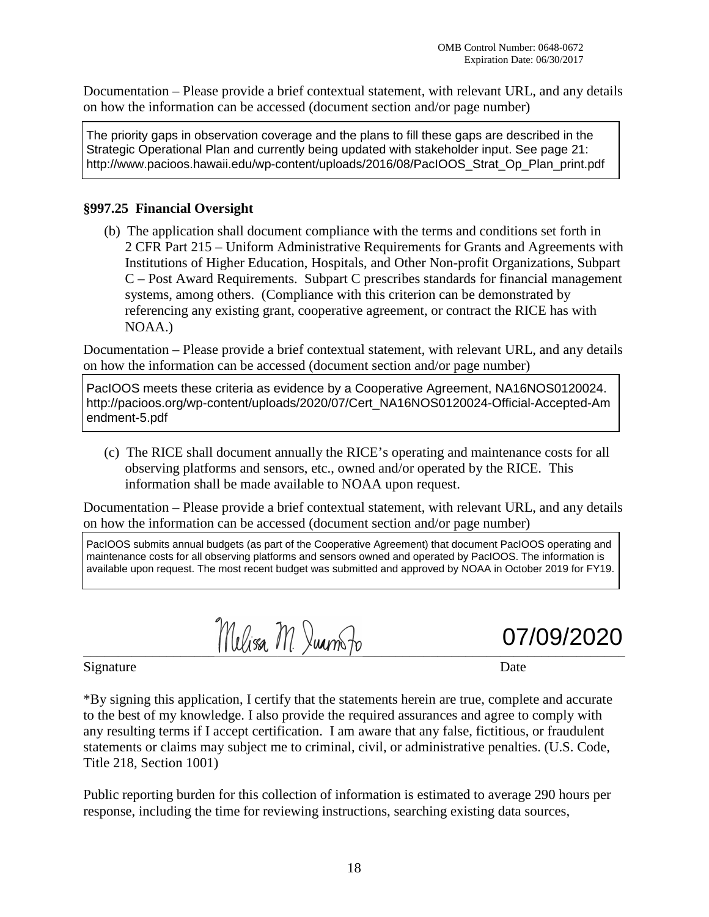OMB Control Number: 0648-0672
Expiration Date: 06/30/2017

Documentation – Please provide a brief contextual statement, with relevant URL, and any details on how the information can be accessed (document section and/or page number)

> The priority gaps in observation coverage and the plans to fill these gaps are described in the Strategic Operational Plan and currently being updated with stakeholder input. See page 21: http://www.pacioos.hawaii.edu/wp-content/uploads/2016/08/PacIOOS_Strat_Op_Plan_print.pdf

**§997.25 Financial Oversight**

(b) The application shall document compliance with the terms and conditions set forth in 2 CFR Part 215 – Uniform Administrative Requirements for Grants and Agreements with Institutions of Higher Education, Hospitals, and Other Non-profit Organizations, Subpart C – Post Award Requirements. Subpart C prescribes standards for financial management systems, among others. (Compliance with this criterion can be demonstrated by referencing any existing grant, cooperative agreement, or contract the RICE has with NOAA.)

Documentation – Please provide a brief contextual statement, with relevant URL, and any details on how the information can be accessed (document section and/or page number)

> PacIOOS meets these criteria as evidence by a Cooperative Agreement, NA16NOS0120024. http://pacioos.org/wp-content/uploads/2020/07/Cert_NA16NOS0120024-Official-Accepted-Amendment-5.pdf

(c) The RICE shall document annually the RICE's operating and maintenance costs for all observing platforms and sensors, etc., owned and/or operated by the RICE. This information shall be made available to NOAA upon request.

Documentation – Please provide a brief contextual statement, with relevant URL, and any details on how the information can be accessed (document section and/or page number)

> PacIOOS submits annual budgets (as part of the Cooperative Agreement) that document PacIOOS operating and maintenance costs for all observing platforms and sensors owned and operated by PacIOOS. The information is available upon request. The most recent budget was submitted and approved by NOAA in October 2019 for FY19.

Melissa M. Iwamoto 07/09/2020

Signature Date

*By signing this application, I certify that the statements herein are true, complete and accurate to the best of my knowledge. I also provide the required assurances and agree to comply with any resulting terms if I accept certification. I am aware that any false, fictitious, or fraudulent statements or claims may subject me to criminal, civil, or administrative penalties. (U.S. Code, Title 218, Section 1001)

Public reporting burden for this collection of information is estimated to average 290 hours per response, including the time for reviewing instructions, searching existing data sources,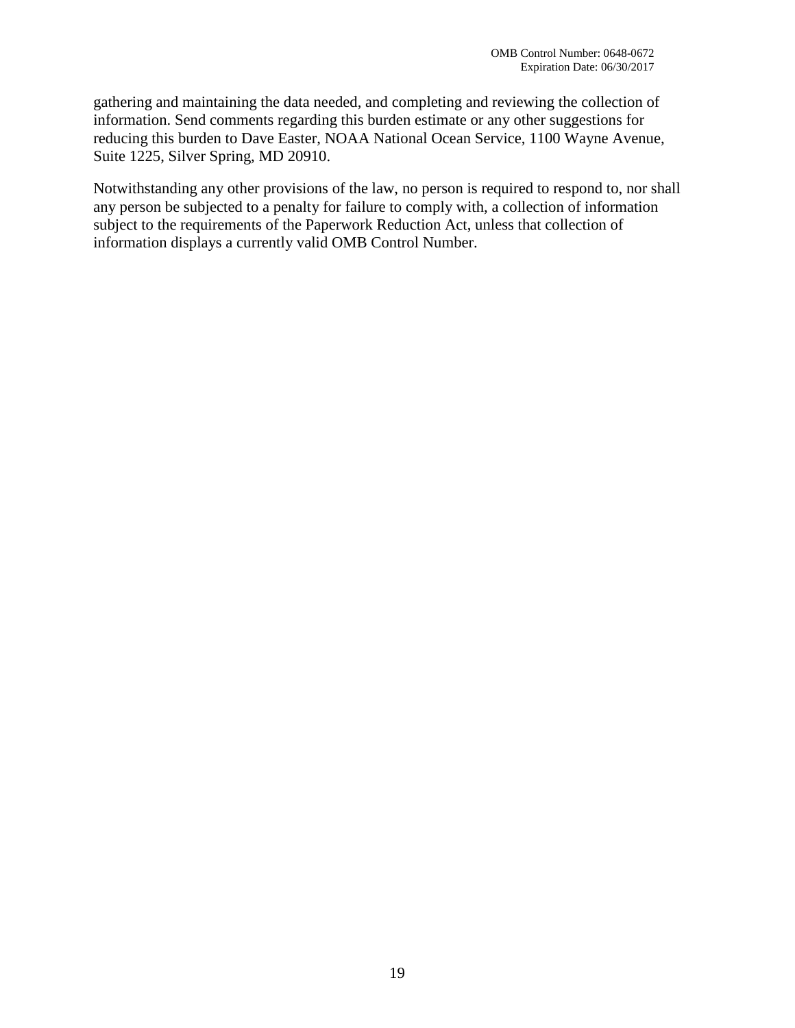gathering and maintaining the data needed, and completing and reviewing the collection of information. Send comments regarding this burden estimate or any other suggestions for reducing this burden to Dave Easter, NOAA National Ocean Service, 1100 Wayne Avenue, Suite 1225, Silver Spring, MD 20910.

Notwithstanding any other provisions of the law, no person is required to respond to, nor shall any person be subjected to a penalty for failure to comply with, a collection of information subject to the requirements of the Paperwork Reduction Act, unless that collection of information displays a currently valid OMB Control Number.